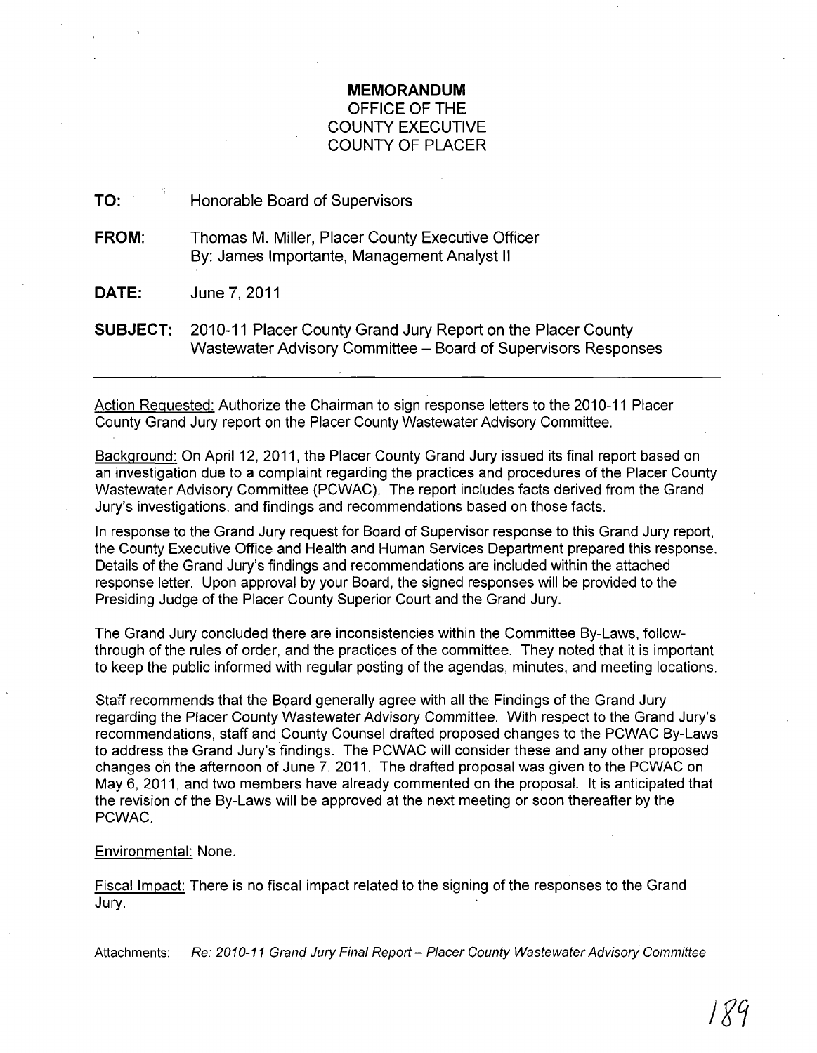# MEMORANDUM
## OFFICE OF THE COUNTY EXECUTIVE COUNTY OF PLACER

**TO:** Honorable Board of Supervisors

**FROM:** Thomas M. Miller, Placer County Executive Officer
By: James Importante, Management Analyst II

**DATE:** June 7, 2011

**SUBJECT:** 2010-11 Placer County Grand Jury Report on the Placer County Wastewater Advisory Committee – Board of Supervisors Responses

---

Action Requested: Authorize the Chairman to sign response letters to the 2010-11 Placer County Grand Jury report on the Placer County Wastewater Advisory Committee.

Background: On April 12, 2011, the Placer County Grand Jury issued its final report based on an investigation due to a complaint regarding the practices and procedures of the Placer County Wastewater Advisory Committee (PCWAC). The report includes facts derived from the Grand Jury's investigations, and findings and recommendations based on those facts.

In response to the Grand Jury request for Board of Supervisor response to this Grand Jury report, the County Executive Office and Health and Human Services Department prepared this response. Details of the Grand Jury's findings and recommendations are included within the attached response letter. Upon approval by your Board, the signed responses will be provided to the Presiding Judge of the Placer County Superior Court and the Grand Jury.

The Grand Jury concluded there are inconsistencies within the Committee By-Laws, follow-through of the rules of order, and the practices of the committee. They noted that it is important to keep the public informed with regular posting of the agendas, minutes, and meeting locations.

Staff recommends that the Board generally agree with all the Findings of the Grand Jury regarding the Placer County Wastewater Advisory Committee. With respect to the Grand Jury's recommendations, staff and County Counsel drafted proposed changes to the PCWAC By-Laws to address the Grand Jury's findings. The PCWAC will consider these and any other proposed changes on the afternoon of June 7, 2011. The drafted proposal was given to the PCWAC on May 6, 2011, and two members have already commented on the proposal. It is anticipated that the revision of the By-Laws will be approved at the next meeting or soon thereafter by the PCWAC.

Environmental: None.

Fiscal Impact: There is no fiscal impact related to the signing of the responses to the Grand Jury.

Attachments: *Re: 2010-11 Grand Jury Final Report – Placer County Wastewater Advisory Committee*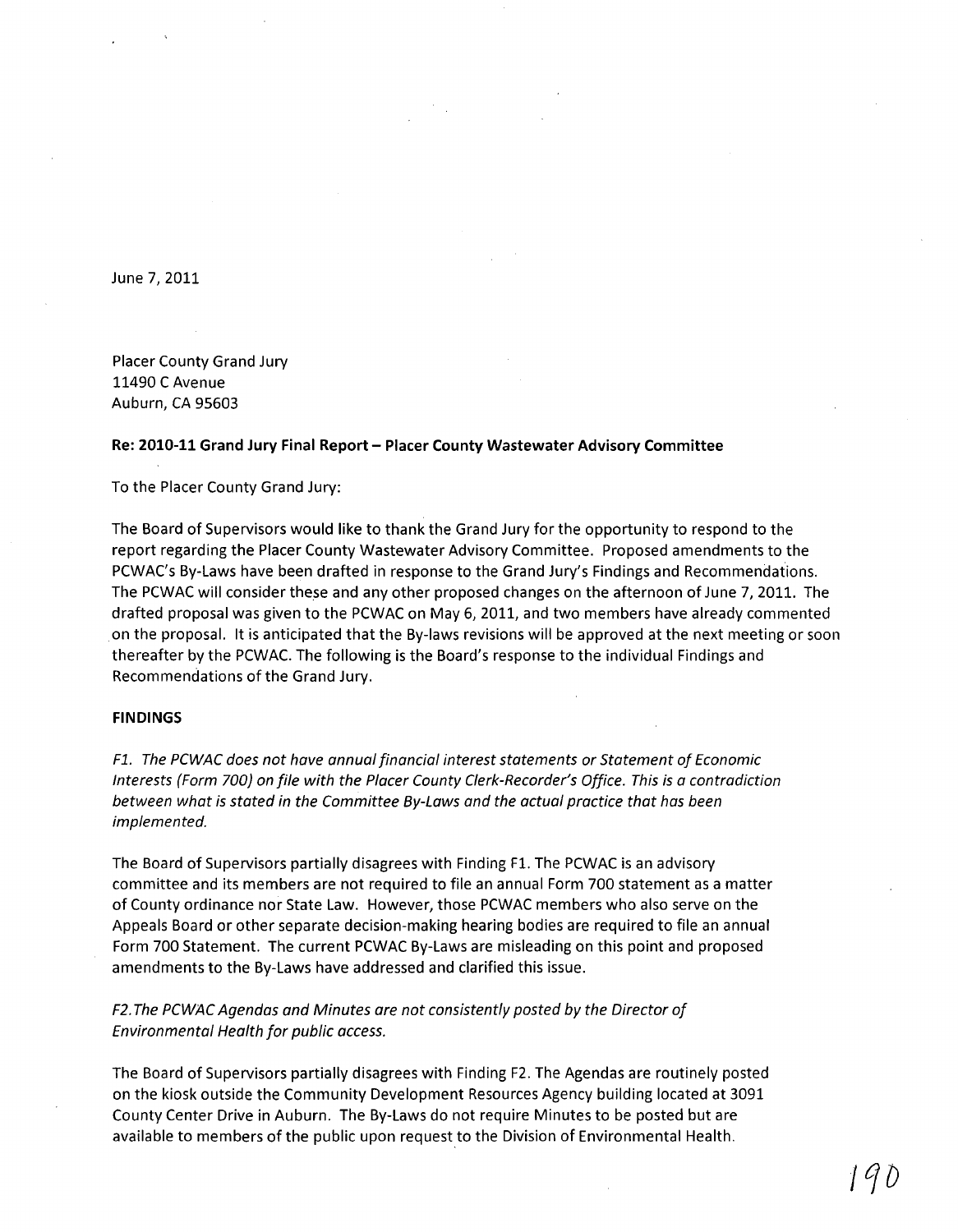June 7, 2011

Placer County Grand Jury
11490 C Avenue
Auburn, CA 95603

**Re: 2010-11 Grand Jury Final Report – Placer County Wastewater Advisory Committee**

To the Placer County Grand Jury:

The Board of Supervisors would like to thank the Grand Jury for the opportunity to respond to the report regarding the Placer County Wastewater Advisory Committee. Proposed amendments to the PCWAC's By-Laws have been drafted in response to the Grand Jury's Findings and Recommendations. The PCWAC will consider these and any other proposed changes on the afternoon of June 7, 2011. The drafted proposal was given to the PCWAC on May 6, 2011, and two members have already commented on the proposal. It is anticipated that the By-laws revisions will be approved at the next meeting or soon thereafter by the PCWAC. The following is the Board's response to the individual Findings and Recommendations of the Grand Jury.

**FINDINGS**

*F1. The PCWAC does not have annual financial interest statements or Statement of Economic Interests (Form 700) on file with the Placer County Clerk-Recorder's Office. This is a contradiction between what is stated in the Committee By-Laws and the actual practice that has been implemented.*

The Board of Supervisors partially disagrees with Finding F1. The PCWAC is an advisory committee and its members are not required to file an annual Form 700 statement as a matter of County ordinance nor State Law. However, those PCWAC members who also serve on the Appeals Board or other separate decision-making hearing bodies are required to file an annual Form 700 Statement. The current PCWAC By-Laws are misleading on this point and proposed amendments to the By-Laws have addressed and clarified this issue.

*F2. The PCWAC Agendas and Minutes are not consistently posted by the Director of Environmental Health for public access.*

The Board of Supervisors partially disagrees with Finding F2. The Agendas are routinely posted on the kiosk outside the Community Development Resources Agency building located at 3091 County Center Drive in Auburn. The By-Laws do not require Minutes to be posted but are available to members of the public upon request to the Division of Environmental Health.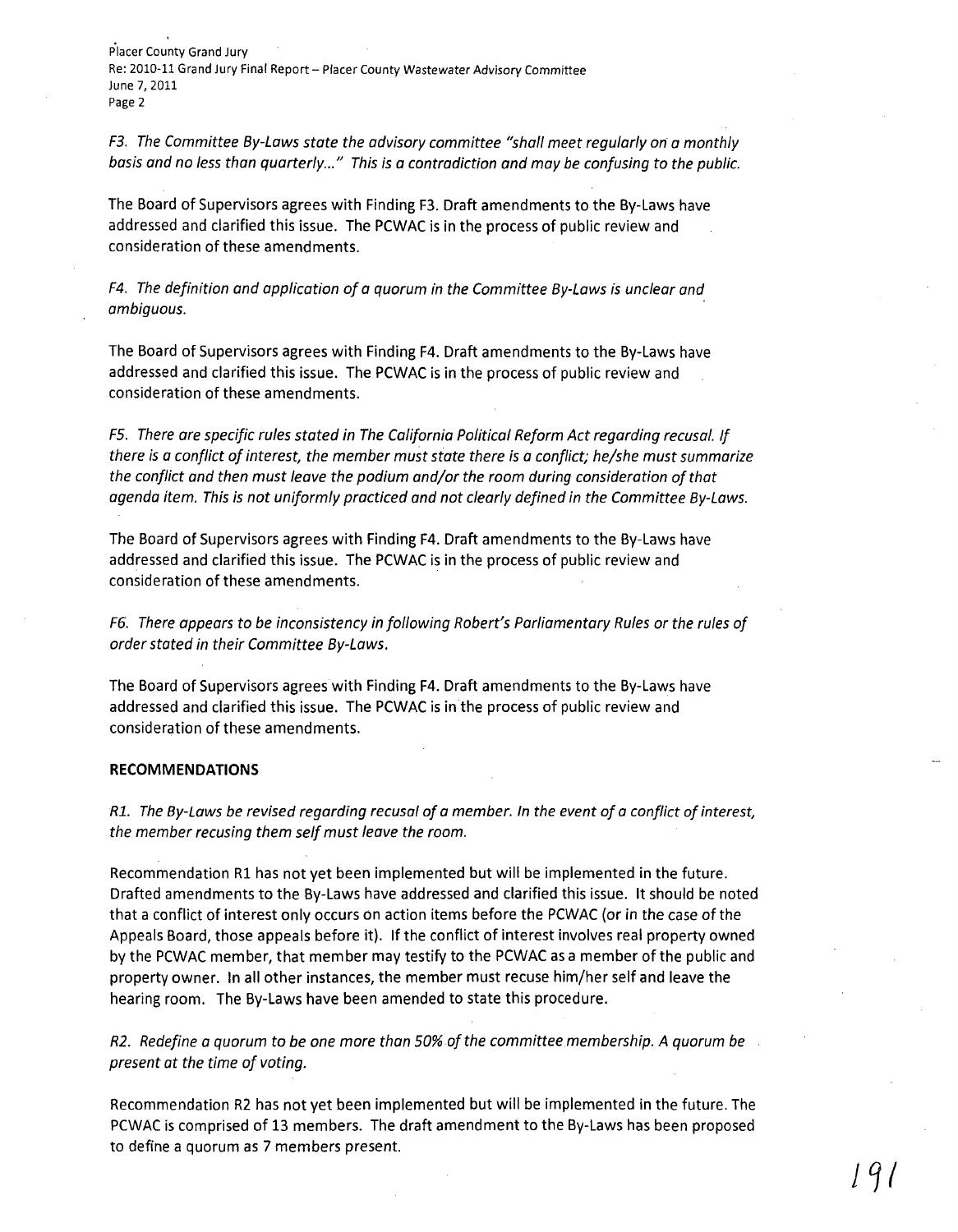*F3. The Committee By-Laws state the advisory committee "shall meet regularly on a monthly basis and no less than quarterly..." This is a contradiction and may be confusing to the public.*

The Board of Supervisors agrees with Finding F3. Draft amendments to the By-Laws have addressed and clarified this issue. The PCWAC is in the process of public review and consideration of these amendments.

*F4. The definition and application of a quorum in the Committee By-Laws is unclear and ambiguous.*

The Board of Supervisors agrees with Finding F4. Draft amendments to the By-Laws have addressed and clarified this issue. The PCWAC is in the process of public review and consideration of these amendments.

*F5. There are specific rules stated in The California Political Reform Act regarding recusal. If there is a conflict of interest, the member must state there is a conflict; he/she must summarize the conflict and then must leave the podium and/or the room during consideration of that agenda item. This is not uniformly practiced and not clearly defined in the Committee By-Laws.*

The Board of Supervisors agrees with Finding F4. Draft amendments to the By-Laws have addressed and clarified this issue. The PCWAC is in the process of public review and consideration of these amendments.

*F6. There appears to be inconsistency in following Robert's Parliamentary Rules or the rules of order stated in their Committee By-Laws.*

The Board of Supervisors agrees with Finding F4. Draft amendments to the By-Laws have addressed and clarified this issue. The PCWAC is in the process of public review and consideration of these amendments.

**RECOMMENDATIONS**

*R1. The By-Laws be revised regarding recusal of a member. In the event of a conflict of interest, the member recusing them self must leave the room.*

Recommendation R1 has not yet been implemented but will be implemented in the future. Drafted amendments to the By-Laws have addressed and clarified this issue. It should be noted that a conflict of interest only occurs on action items before the PCWAC (or in the case of the Appeals Board, those appeals before it). If the conflict of interest involves real property owned by the PCWAC member, that member may testify to the PCWAC as a member of the public and property owner. In all other instances, the member must recuse him/her self and leave the hearing room. The By-Laws have been amended to state this procedure.

*R2. Redefine a quorum to be one more than 50% of the committee membership. A quorum be present at the time of voting.*

Recommendation R2 has not yet been implemented but will be implemented in the future. The PCWAC is comprised of 13 members. The draft amendment to the By-Laws has been proposed to define a quorum as 7 members present.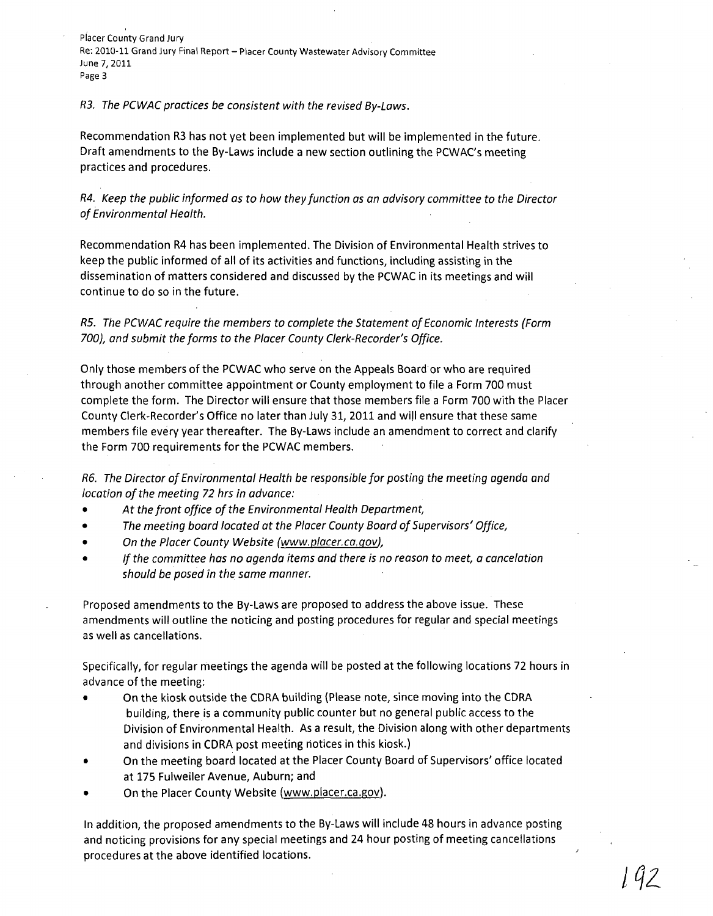*R3. The PCWAC practices be consistent with the revised By-Laws.*

Recommendation R3 has not yet been implemented but will be implemented in the future. Draft amendments to the By-Laws include a new section outlining the PCWAC's meeting practices and procedures.

*R4. Keep the public informed as to how they function as an advisory committee to the Director of Environmental Health.*

Recommendation R4 has been implemented. The Division of Environmental Health strives to keep the public informed of all of its activities and functions, including assisting in the dissemination of matters considered and discussed by the PCWAC in its meetings and will continue to do so in the future.

*R5. The PCWAC require the members to complete the Statement of Economic Interests (Form 700), and submit the forms to the Placer County Clerk-Recorder's Office.*

Only those members of the PCWAC who serve on the Appeals Board or who are required through another committee appointment or County employment to file a Form 700 must complete the form. The Director will ensure that those members file a Form 700 with the Placer County Clerk-Recorder's Office no later than July 31, 2011 and will ensure that these same members file every year thereafter. The By-Laws include an amendment to correct and clarify the Form 700 requirements for the PCWAC members.

*R6. The Director of Environmental Health be responsible for posting the meeting agenda and location of the meeting 72 hrs in advance:*

- *At the front office of the Environmental Health Department,*
- *The meeting board located at the Placer County Board of Supervisors' Office,*
- *On the Placer County Website (www.placer.ca.gov),*
- *If the committee has no agenda items and there is no reason to meet, a cancelation should be posed in the same manner.*

Proposed amendments to the By-Laws are proposed to address the above issue. These amendments will outline the noticing and posting procedures for regular and special meetings as well as cancellations.

Specifically, for regular meetings the agenda will be posted at the following locations 72 hours in advance of the meeting:

- On the kiosk outside the CDRA building (Please note, since moving into the CDRA building, there is a community public counter but no general public access to the Division of Environmental Health. As a result, the Division along with other departments and divisions in CDRA post meeting notices in this kiosk.)
- On the meeting board located at the Placer County Board of Supervisors' office located at 175 Fulweiler Avenue, Auburn; and
- On the Placer County Website (www.placer.ca.gov).

In addition, the proposed amendments to the By-Laws will include 48 hours in advance posting and noticing provisions for any special meetings and 24 hour posting of meeting cancellations procedures at the above identified locations.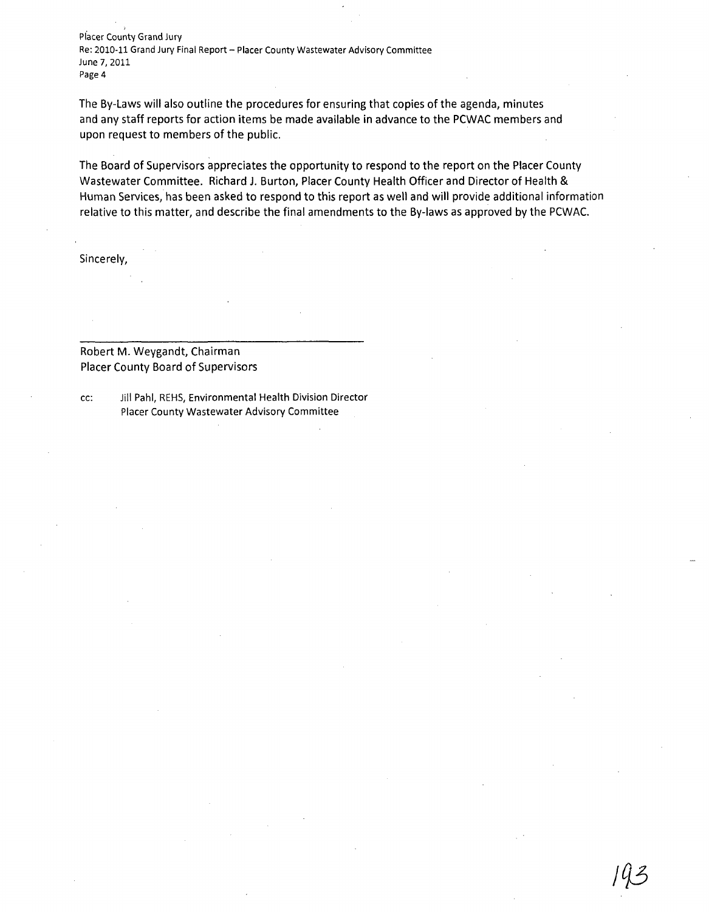The By-Laws will also outline the procedures for ensuring that copies of the agenda, minutes and any staff reports for action items be made available in advance to the PCWAC members and upon request to members of the public.

The Board of Supervisors appreciates the opportunity to respond to the report on the Placer County Wastewater Committee. Richard J. Burton, Placer County Health Officer and Director of Health & Human Services, has been asked to respond to this report as well and will provide additional information relative to this matter, and describe the final amendments to the By-laws as approved by the PCWAC.

Sincerely,

Robert M. Weygandt, Chairman
Placer County Board of Supervisors

cc: Jill Pahl, REHS, Environmental Health Division Director
Placer County Wastewater Advisory Committee